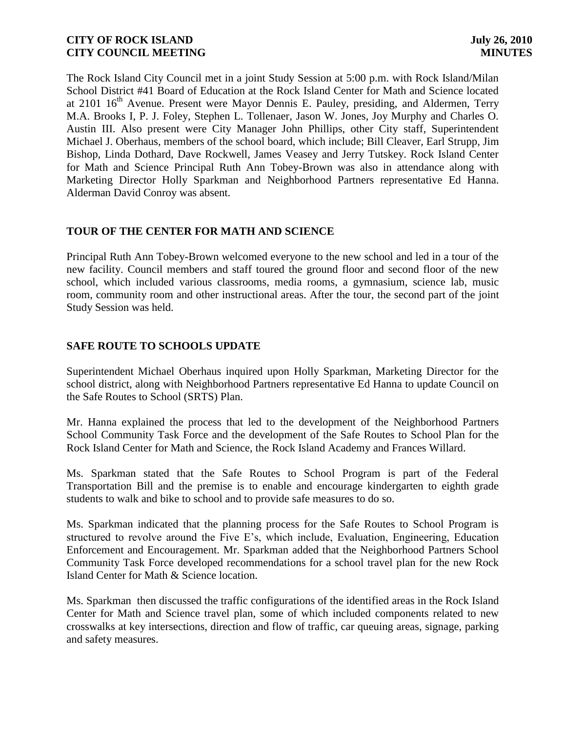The Rock Island City Council met in a joint Study Session at 5:00 p.m. with Rock Island/Milan School District #41 Board of Education at the Rock Island Center for Math and Science located at 2101 16th Avenue. Present were Mayor Dennis E. Pauley, presiding, and Aldermen, Terry M.A. Brooks I, P. J. Foley, Stephen L. Tollenaer, Jason W. Jones, Joy Murphy and Charles O. Austin III. Also present were City Manager John Phillips, other City staff, Superintendent Michael J. Oberhaus, members of the school board, which include; Bill Cleaver, Earl Strupp, Jim Bishop, Linda Dothard, Dave Rockwell, James Veasey and Jerry Tutskey. Rock Island Center for Math and Science Principal Ruth Ann Tobey-Brown was also in attendance along with Marketing Director Holly Sparkman and Neighborhood Partners representative Ed Hanna. Alderman David Conroy was absent.

## TOUR OF THE CENTER FOR MATH AND SCIENCE

Principal Ruth Ann Tobey-Brown welcomed everyone to the new school and led in a tour of the new facility. Council members and staff toured the ground floor and second floor of the new school, which included various classrooms, media rooms, a gymnasium, science lab, music room, community room and other instructional areas. After the tour, the second part of the joint Study Session was held.

## SAFE ROUTE TO SCHOOLS UPDATE

Superintendent Michael Oberhaus inquired upon Holly Sparkman, Marketing Director for the school district, along with Neighborhood Partners representative Ed Hanna to update Council on the Safe Routes to School (SRTS) Plan.

Mr. Hanna explained the process that led to the development of the Neighborhood Partners School Community Task Force and the development of the Safe Routes to School Plan for the Rock Island Center for Math and Science, the Rock Island Academy and Frances Willard.

Ms. Sparkman stated that the Safe Routes to School Program is part of the Federal Transportation Bill and the premise is to enable and encourage kindergarten to eighth grade students to walk and bike to school and to provide safe measures to do so.

Ms. Sparkman indicated that the planning process for the Safe Routes to School Program is structured to revolve around the Five E's, which include, Evaluation, Engineering, Education Enforcement and Encouragement. Mr. Sparkman added that the Neighborhood Partners School Community Task Force developed recommendations for a school travel plan for the new Rock Island Center for Math & Science location.

Ms. Sparkman then discussed the traffic configurations of the identified areas in the Rock Island Center for Math and Science travel plan, some of which included components related to new crosswalks at key intersections, direction and flow of traffic, car queuing areas, signage, parking and safety measures.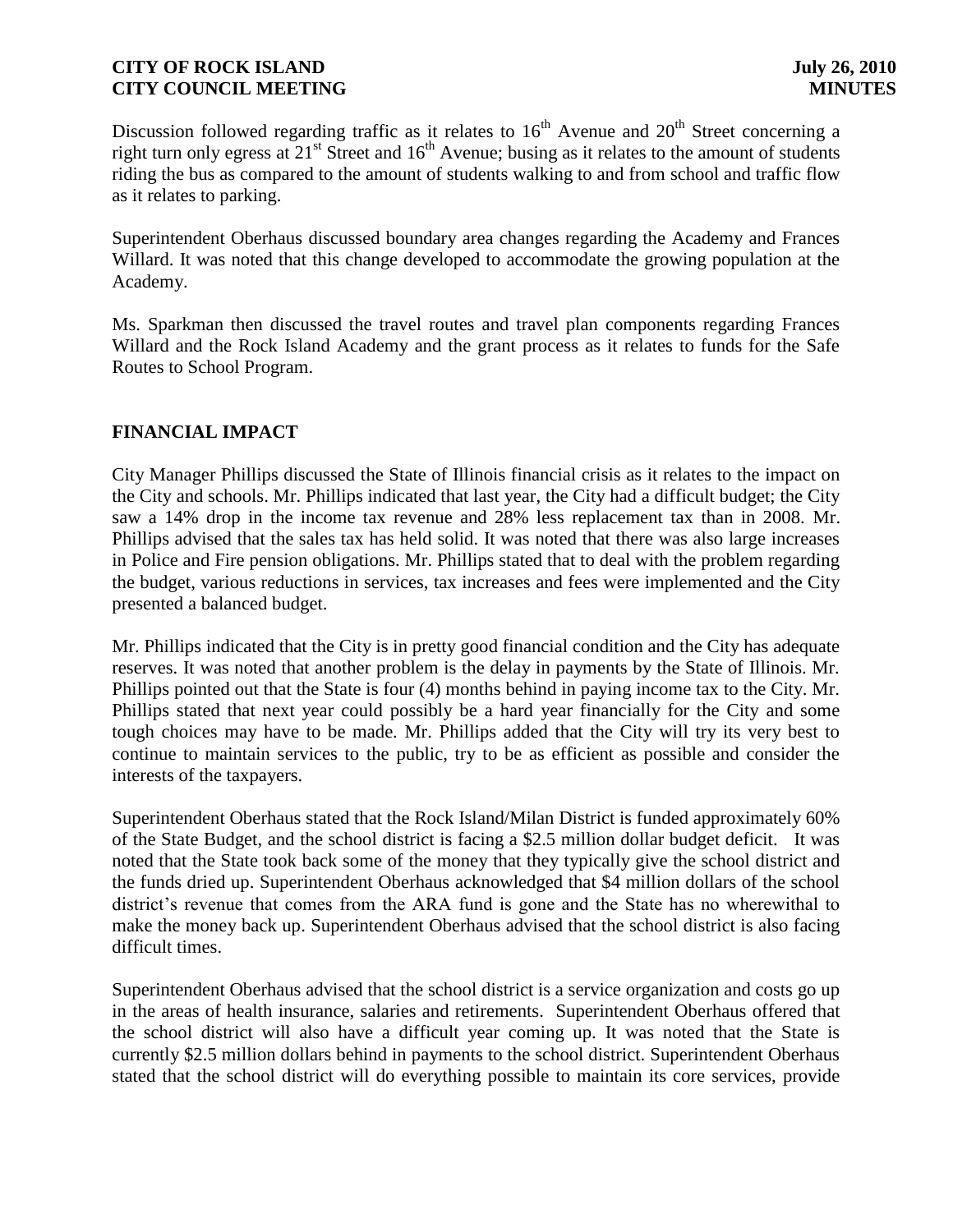Discussion followed regarding traffic as it relates to 16th Avenue and 20th Street concerning a right turn only egress at 21st Street and 16th Avenue; busing as it relates to the amount of students riding the bus as compared to the amount of students walking to and from school and traffic flow as it relates to parking.

Superintendent Oberhaus discussed boundary area changes regarding the Academy and Frances Willard. It was noted that this change developed to accommodate the growing population at the Academy.

Ms. Sparkman then discussed the travel routes and travel plan components regarding Frances Willard and the Rock Island Academy and the grant process as it relates to funds for the Safe Routes to School Program.

## FINANCIAL IMPACT

City Manager Phillips discussed the State of Illinois financial crisis as it relates to the impact on the City and schools. Mr. Phillips indicated that last year, the City had a difficult budget; the City saw a 14% drop in the income tax revenue and 28% less replacement tax than in 2008. Mr. Phillips advised that the sales tax has held solid. It was noted that there was also large increases in Police and Fire pension obligations. Mr. Phillips stated that to deal with the problem regarding the budget, various reductions in services, tax increases and fees were implemented and the City presented a balanced budget.

Mr. Phillips indicated that the City is in pretty good financial condition and the City has adequate reserves. It was noted that another problem is the delay in payments by the State of Illinois. Mr. Phillips pointed out that the State is four (4) months behind in paying income tax to the City. Mr. Phillips stated that next year could possibly be a hard year financially for the City and some tough choices may have to be made. Mr. Phillips added that the City will try its very best to continue to maintain services to the public, try to be as efficient as possible and consider the interests of the taxpayers.

Superintendent Oberhaus stated that the Rock Island/Milan District is funded approximately 60% of the State Budget, and the school district is facing a $2.5 million dollar budget deficit. It was noted that the State took back some of the money that they typically give the school district and the funds dried up. Superintendent Oberhaus acknowledged that $4 million dollars of the school district's revenue that comes from the ARA fund is gone and the State has no wherewithal to make the money back up. Superintendent Oberhaus advised that the school district is also facing difficult times.

Superintendent Oberhaus advised that the school district is a service organization and costs go up in the areas of health insurance, salaries and retirements. Superintendent Oberhaus offered that the school district will also have a difficult year coming up. It was noted that the State is currently $2.5 million dollars behind in payments to the school district. Superintendent Oberhaus stated that the school district will do everything possible to maintain its core services, provide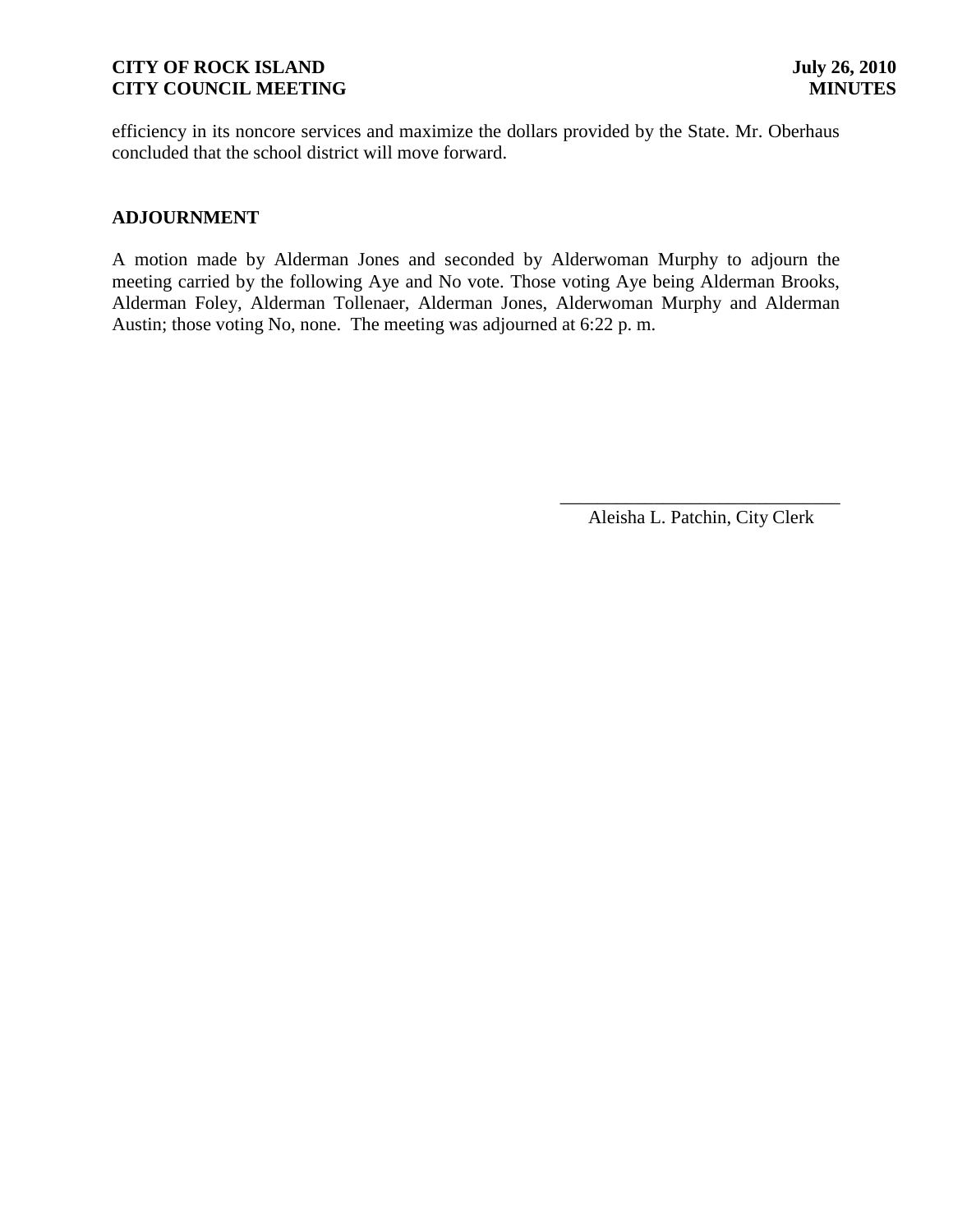efficiency in its noncore services and maximize the dollars provided by the State. Mr. Oberhaus concluded that the school district will move forward.

## ADJOURNMENT

A motion made by Alderman Jones and seconded by Alderwoman Murphy to adjourn the meeting carried by the following Aye and No vote. Those voting Aye being Alderman Brooks, Alderman Foley, Alderman Tollenaer, Alderman Jones, Alderwoman Murphy and Alderman Austin; those voting No, none. The meeting was adjourned at 6:22 p. m.

______________________________
Aleisha L. Patchin, City Clerk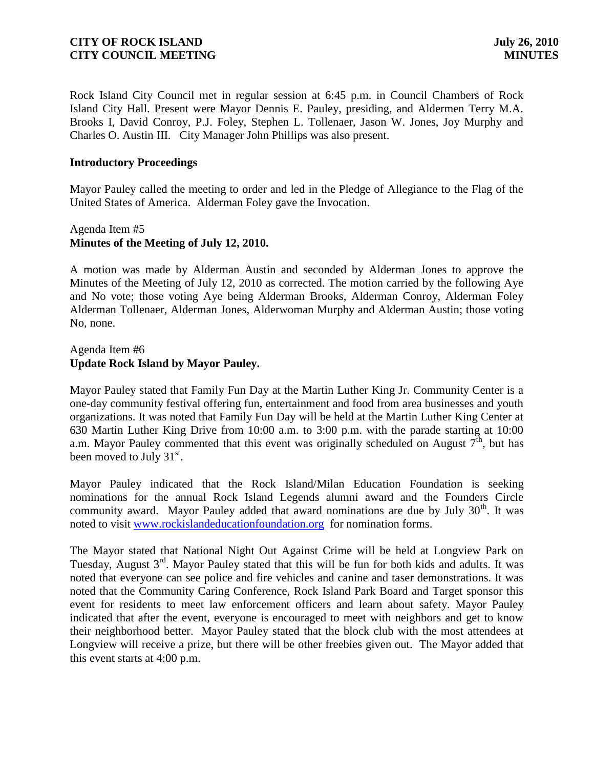Rock Island City Council met in regular session at 6:45 p.m. in Council Chambers of Rock Island City Hall. Present were Mayor Dennis E. Pauley, presiding, and Aldermen Terry M.A. Brooks I, David Conroy, P.J. Foley, Stephen L. Tollenaer, Jason W. Jones, Joy Murphy and Charles O. Austin III. City Manager John Phillips was also present.

### Introductory Proceedings

Mayor Pauley called the meeting to order and led in the Pledge of Allegiance to the Flag of the United States of America. Alderman Foley gave the Invocation.

Agenda Item #5
**Minutes of the Meeting of July 12, 2010.**

A motion was made by Alderman Austin and seconded by Alderman Jones to approve the Minutes of the Meeting of July 12, 2010 as corrected. The motion carried by the following Aye and No vote; those voting Aye being Alderman Brooks, Alderman Conroy, Alderman Foley Alderman Tollenaer, Alderman Jones, Alderwoman Murphy and Alderman Austin; those voting No, none.

Agenda Item #6
**Update Rock Island by Mayor Pauley.**

Mayor Pauley stated that Family Fun Day at the Martin Luther King Jr. Community Center is a one-day community festival offering fun, entertainment and food from area businesses and youth organizations. It was noted that Family Fun Day will be held at the Martin Luther King Center at 630 Martin Luther King Drive from 10:00 a.m. to 3:00 p.m. with the parade starting at 10:00 a.m. Mayor Pauley commented that this event was originally scheduled on August 7th, but has been moved to July 31st.

Mayor Pauley indicated that the Rock Island/Milan Education Foundation is seeking nominations for the annual Rock Island Legends alumni award and the Founders Circle community award. Mayor Pauley added that award nominations are due by July 30th. It was noted to visit www.rockislandeducationfoundation.org for nomination forms.

The Mayor stated that National Night Out Against Crime will be held at Longview Park on Tuesday, August 3rd. Mayor Pauley stated that this will be fun for both kids and adults. It was noted that everyone can see police and fire vehicles and canine and taser demonstrations. It was noted that the Community Caring Conference, Rock Island Park Board and Target sponsor this event for residents to meet law enforcement officers and learn about safety. Mayor Pauley indicated that after the event, everyone is encouraged to meet with neighbors and get to know their neighborhood better. Mayor Pauley stated that the block club with the most attendees at Longview will receive a prize, but there will be other freebies given out. The Mayor added that this event starts at 4:00 p.m.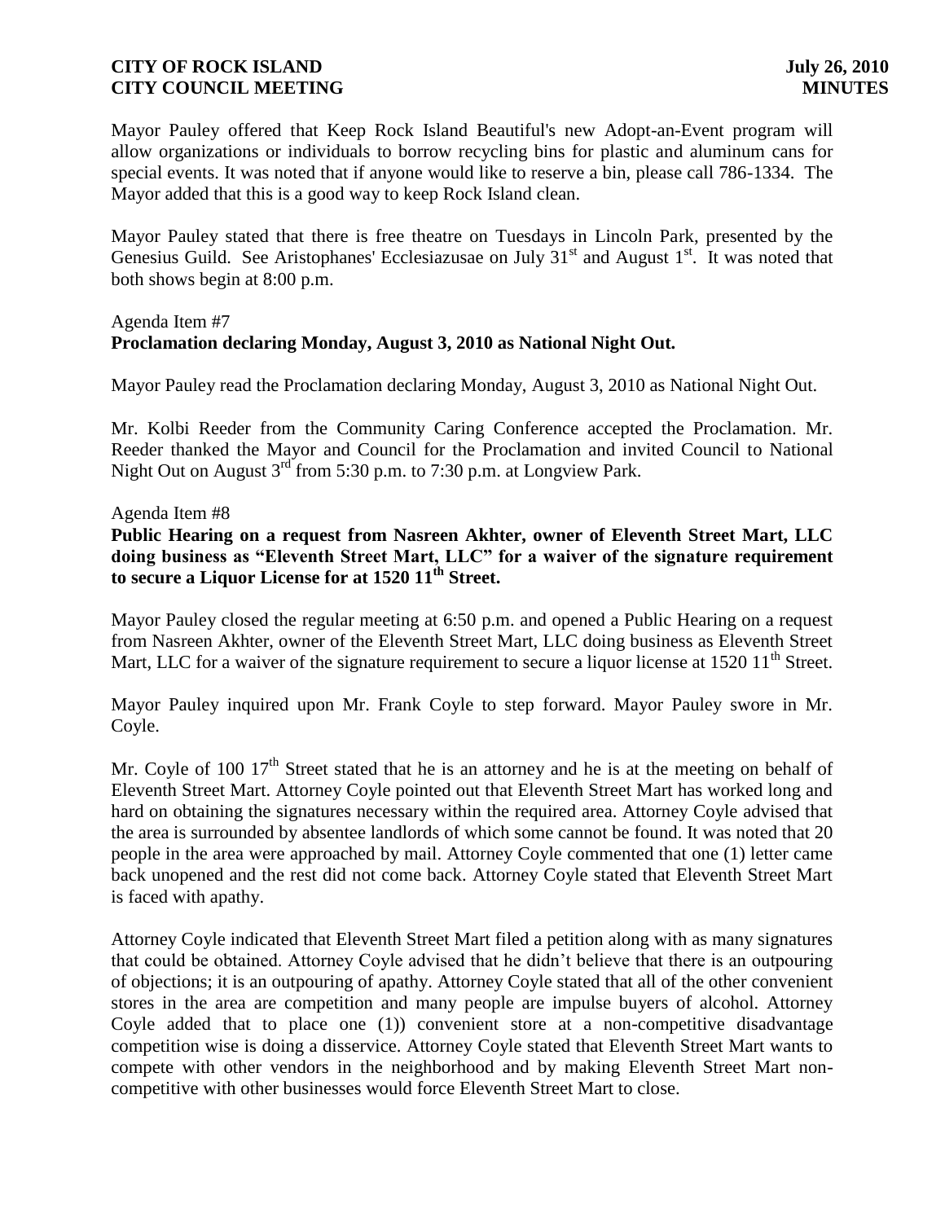Mayor Pauley offered that Keep Rock Island Beautiful's new Adopt-an-Event program will allow organizations or individuals to borrow recycling bins for plastic and aluminum cans for special events. It was noted that if anyone would like to reserve a bin, please call 786-1334. The Mayor added that this is a good way to keep Rock Island clean.

Mayor Pauley stated that there is free theatre on Tuesdays in Lincoln Park, presented by the Genesius Guild. See Aristophanes' Ecclesiazusae on July 31st and August 1st. It was noted that both shows begin at 8:00 p.m.

Agenda Item #7
**Proclamation declaring Monday, August 3, 2010 as National Night Out.**

Mayor Pauley read the Proclamation declaring Monday, August 3, 2010 as National Night Out.

Mr. Kolbi Reeder from the Community Caring Conference accepted the Proclamation. Mr. Reeder thanked the Mayor and Council for the Proclamation and invited Council to National Night Out on August 3rd from 5:30 p.m. to 7:30 p.m. at Longview Park.

Agenda Item #8
**Public Hearing on a request from Nasreen Akhter, owner of Eleventh Street Mart, LLC doing business as "Eleventh Street Mart, LLC" for a waiver of the signature requirement to secure a Liquor License for at 1520 11th Street.**

Mayor Pauley closed the regular meeting at 6:50 p.m. and opened a Public Hearing on a request from Nasreen Akhter, owner of the Eleventh Street Mart, LLC doing business as Eleventh Street Mart, LLC for a waiver of the signature requirement to secure a liquor license at 1520 11th Street.

Mayor Pauley inquired upon Mr. Frank Coyle to step forward. Mayor Pauley swore in Mr. Coyle.

Mr. Coyle of 100 17th Street stated that he is an attorney and he is at the meeting on behalf of Eleventh Street Mart. Attorney Coyle pointed out that Eleventh Street Mart has worked long and hard on obtaining the signatures necessary within the required area. Attorney Coyle advised that the area is surrounded by absentee landlords of which some cannot be found. It was noted that 20 people in the area were approached by mail. Attorney Coyle commented that one (1) letter came back unopened and the rest did not come back. Attorney Coyle stated that Eleventh Street Mart is faced with apathy.

Attorney Coyle indicated that Eleventh Street Mart filed a petition along with as many signatures that could be obtained. Attorney Coyle advised that he didn't believe that there is an outpouring of objections; it is an outpouring of apathy. Attorney Coyle stated that all of the other convenient stores in the area are competition and many people are impulse buyers of alcohol. Attorney Coyle added that to place one (1)) convenient store at a non-competitive disadvantage competition wise is doing a disservice. Attorney Coyle stated that Eleventh Street Mart wants to compete with other vendors in the neighborhood and by making Eleventh Street Mart non-competitive with other businesses would force Eleventh Street Mart to close.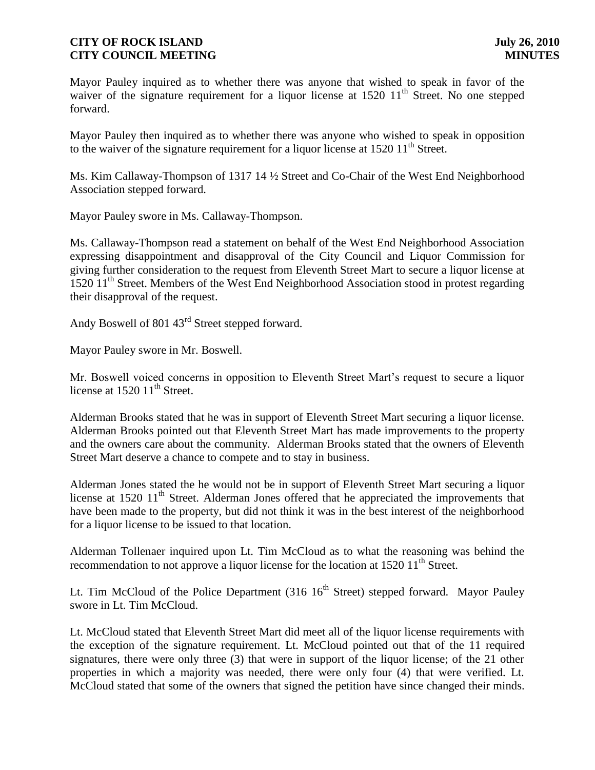Mayor Pauley inquired as to whether there was anyone that wished to speak in favor of the waiver of the signature requirement for a liquor license at 1520 11th Street. No one stepped forward.

Mayor Pauley then inquired as to whether there was anyone who wished to speak in opposition to the waiver of the signature requirement for a liquor license at 1520 11th Street.

Ms. Kim Callaway-Thompson of 1317 14 ½ Street and Co-Chair of the West End Neighborhood Association stepped forward.

Mayor Pauley swore in Ms. Callaway-Thompson.

Ms. Callaway-Thompson read a statement on behalf of the West End Neighborhood Association expressing disappointment and disapproval of the City Council and Liquor Commission for giving further consideration to the request from Eleventh Street Mart to secure a liquor license at 1520 11th Street. Members of the West End Neighborhood Association stood in protest regarding their disapproval of the request.

Andy Boswell of 801 43rd Street stepped forward.

Mayor Pauley swore in Mr. Boswell.

Mr. Boswell voiced concerns in opposition to Eleventh Street Mart's request to secure a liquor license at 1520 11th Street.

Alderman Brooks stated that he was in support of Eleventh Street Mart securing a liquor license. Alderman Brooks pointed out that Eleventh Street Mart has made improvements to the property and the owners care about the community. Alderman Brooks stated that the owners of Eleventh Street Mart deserve a chance to compete and to stay in business.

Alderman Jones stated the he would not be in support of Eleventh Street Mart securing a liquor license at 1520 11th Street. Alderman Jones offered that he appreciated the improvements that have been made to the property, but did not think it was in the best interest of the neighborhood for a liquor license to be issued to that location.

Alderman Tollenaer inquired upon Lt. Tim McCloud as to what the reasoning was behind the recommendation to not approve a liquor license for the location at 1520 11th Street.

Lt. Tim McCloud of the Police Department (316 16th Street) stepped forward. Mayor Pauley swore in Lt. Tim McCloud.

Lt. McCloud stated that Eleventh Street Mart did meet all of the liquor license requirements with the exception of the signature requirement. Lt. McCloud pointed out that of the 11 required signatures, there were only three (3) that were in support of the liquor license; of the 21 other properties in which a majority was needed, there were only four (4) that were verified. Lt. McCloud stated that some of the owners that signed the petition have since changed their minds.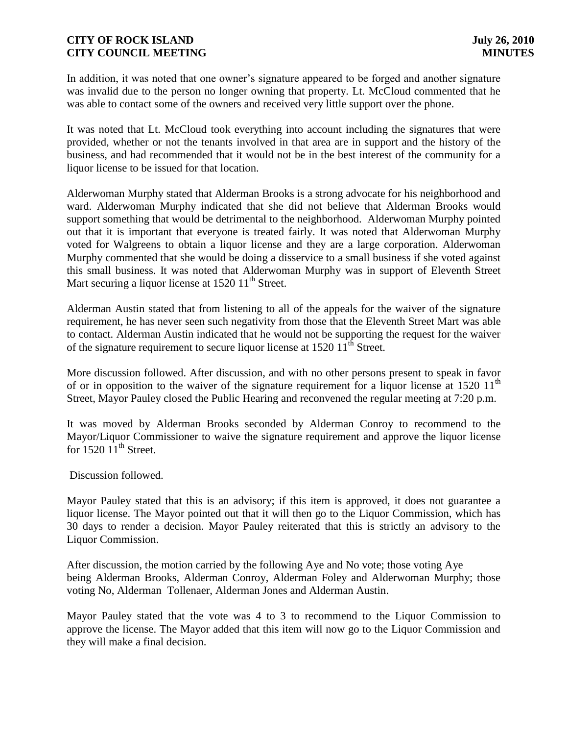In addition, it was noted that one owner's signature appeared to be forged and another signature was invalid due to the person no longer owning that property. Lt. McCloud commented that he was able to contact some of the owners and received very little support over the phone.

It was noted that Lt. McCloud took everything into account including the signatures that were provided, whether or not the tenants involved in that area are in support and the history of the business, and had recommended that it would not be in the best interest of the community for a liquor license to be issued for that location.

Alderwoman Murphy stated that Alderman Brooks is a strong advocate for his neighborhood and ward. Alderwoman Murphy indicated that she did not believe that Alderman Brooks would support something that would be detrimental to the neighborhood. Alderwoman Murphy pointed out that it is important that everyone is treated fairly. It was noted that Alderwoman Murphy voted for Walgreens to obtain a liquor license and they are a large corporation. Alderwoman Murphy commented that she would be doing a disservice to a small business if she voted against this small business. It was noted that Alderwoman Murphy was in support of Eleventh Street Mart securing a liquor license at 1520 11th Street.

Alderman Austin stated that from listening to all of the appeals for the waiver of the signature requirement, he has never seen such negativity from those that the Eleventh Street Mart was able to contact. Alderman Austin indicated that he would not be supporting the request for the waiver of the signature requirement to secure liquor license at 1520 11th Street.

More discussion followed. After discussion, and with no other persons present to speak in favor of or in opposition to the waiver of the signature requirement for a liquor license at 1520 11th Street, Mayor Pauley closed the Public Hearing and reconvened the regular meeting at 7:20 p.m.

It was moved by Alderman Brooks seconded by Alderman Conroy to recommend to the Mayor/Liquor Commissioner to waive the signature requirement and approve the liquor license for 1520 11th Street.

Discussion followed.

Mayor Pauley stated that this is an advisory; if this item is approved, it does not guarantee a liquor license. The Mayor pointed out that it will then go to the Liquor Commission, which has 30 days to render a decision. Mayor Pauley reiterated that this is strictly an advisory to the Liquor Commission.

After discussion, the motion carried by the following Aye and No vote; those voting Aye being Alderman Brooks, Alderman Conroy, Alderman Foley and Alderwoman Murphy; those voting No, Alderman Tollenaer, Alderman Jones and Alderman Austin.

Mayor Pauley stated that the vote was 4 to 3 to recommend to the Liquor Commission to approve the license. The Mayor added that this item will now go to the Liquor Commission and they will make a final decision.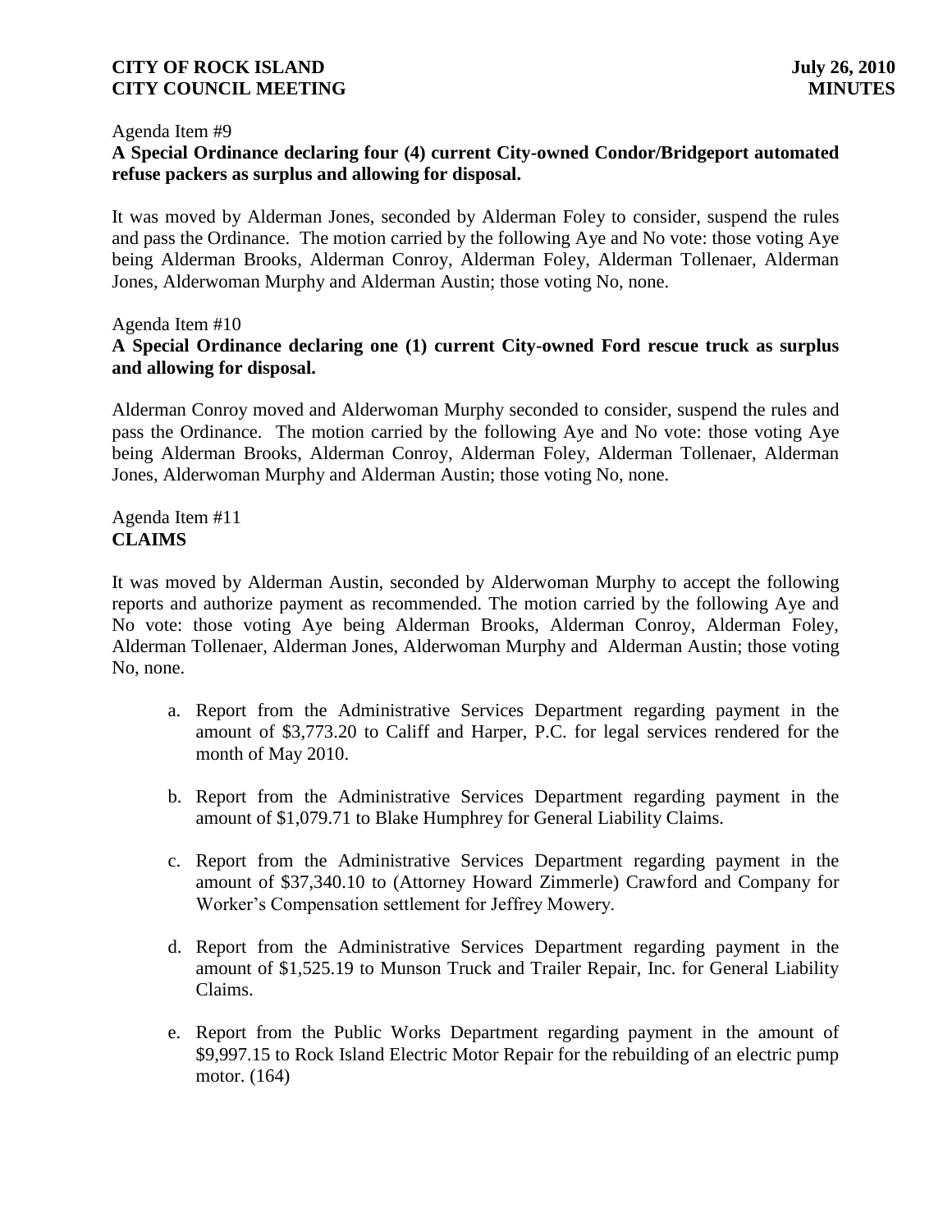Agenda Item #9

**A Special Ordinance declaring four (4) current City-owned Condor/Bridgeport automated refuse packers as surplus and allowing for disposal.**

It was moved by Alderman Jones, seconded by Alderman Foley to consider, suspend the rules and pass the Ordinance. The motion carried by the following Aye and No vote: those voting Aye being Alderman Brooks, Alderman Conroy, Alderman Foley, Alderman Tollenaer, Alderman Jones, Alderwoman Murphy and Alderman Austin; those voting No, none.

Agenda Item #10

**A Special Ordinance declaring one (1) current City-owned Ford rescue truck as surplus and allowing for disposal.**

Alderman Conroy moved and Alderwoman Murphy seconded to consider, suspend the rules and pass the Ordinance. The motion carried by the following Aye and No vote: those voting Aye being Alderman Brooks, Alderman Conroy, Alderman Foley, Alderman Tollenaer, Alderman Jones, Alderwoman Murphy and Alderman Austin; those voting No, none.

Agenda Item #11

**CLAIMS**

It was moved by Alderman Austin, seconded by Alderwoman Murphy to accept the following reports and authorize payment as recommended. The motion carried by the following Aye and No vote: those voting Aye being Alderman Brooks, Alderman Conroy, Alderman Foley, Alderman Tollenaer, Alderman Jones, Alderwoman Murphy and Alderman Austin; those voting No, none.

a. Report from the Administrative Services Department regarding payment in the amount of $3,773.20 to Califf and Harper, P.C. for legal services rendered for the month of May 2010.

b. Report from the Administrative Services Department regarding payment in the amount of $1,079.71 to Blake Humphrey for General Liability Claims.

c. Report from the Administrative Services Department regarding payment in the amount of $37,340.10 to (Attorney Howard Zimmerle) Crawford and Company for Worker's Compensation settlement for Jeffrey Mowery.

d. Report from the Administrative Services Department regarding payment in the amount of $1,525.19 to Munson Truck and Trailer Repair, Inc. for General Liability Claims.

e. Report from the Public Works Department regarding payment in the amount of $9,997.15 to Rock Island Electric Motor Repair for the rebuilding of an electric pump motor. (164)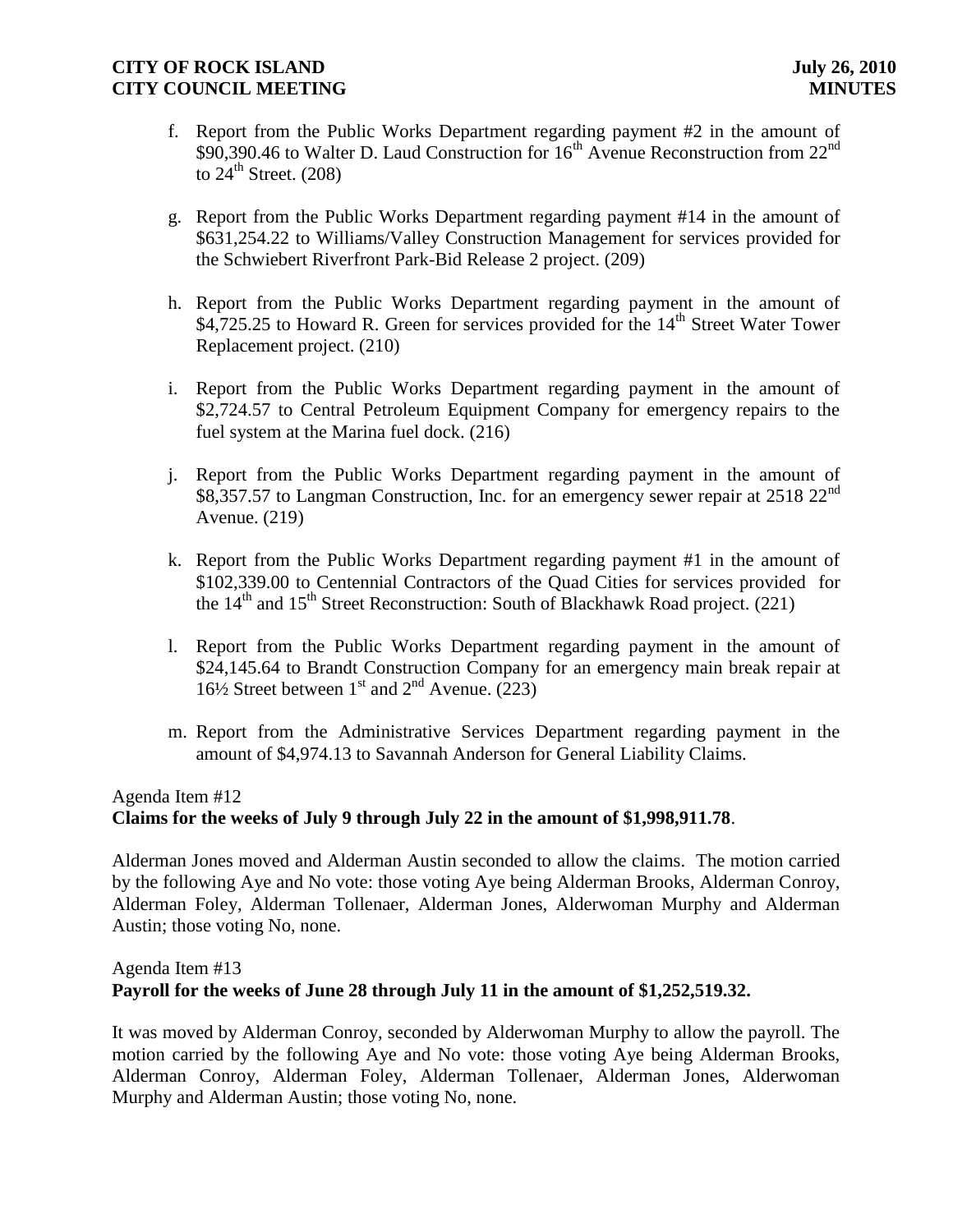f. Report from the Public Works Department regarding payment #2 in the amount of $90,390.46 to Walter D. Laud Construction for 16th Avenue Reconstruction from 22nd to 24th Street. (208)

g. Report from the Public Works Department regarding payment #14 in the amount of $631,254.22 to Williams/Valley Construction Management for services provided for the Schwiebert Riverfront Park-Bid Release 2 project. (209)

h. Report from the Public Works Department regarding payment in the amount of $4,725.25 to Howard R. Green for services provided for the 14th Street Water Tower Replacement project. (210)

i. Report from the Public Works Department regarding payment in the amount of $2,724.57 to Central Petroleum Equipment Company for emergency repairs to the fuel system at the Marina fuel dock. (216)

j. Report from the Public Works Department regarding payment in the amount of $8,357.57 to Langman Construction, Inc. for an emergency sewer repair at 2518 22nd Avenue. (219)

k. Report from the Public Works Department regarding payment #1 in the amount of $102,339.00 to Centennial Contractors of the Quad Cities for services provided for the 14th and 15th Street Reconstruction: South of Blackhawk Road project. (221)

l. Report from the Public Works Department regarding payment in the amount of $24,145.64 to Brandt Construction Company for an emergency main break repair at 16½ Street between 1st and 2nd Avenue. (223)

m. Report from the Administrative Services Department regarding payment in the amount of $4,974.13 to Savannah Anderson for General Liability Claims.

Agenda Item #12
**Claims for the weeks of July 9 through July 22 in the amount of $1,998,911.78**.

Alderman Jones moved and Alderman Austin seconded to allow the claims. The motion carried by the following Aye and No vote: those voting Aye being Alderman Brooks, Alderman Conroy, Alderman Foley, Alderman Tollenaer, Alderman Jones, Alderwoman Murphy and Alderman Austin; those voting No, none.

Agenda Item #13
**Payroll for the weeks of June 28 through July 11 in the amount of $1,252,519.32.**

It was moved by Alderman Conroy, seconded by Alderwoman Murphy to allow the payroll. The motion carried by the following Aye and No vote: those voting Aye being Alderman Brooks, Alderman Conroy, Alderman Foley, Alderman Tollenaer, Alderman Jones, Alderwoman Murphy and Alderman Austin; those voting No, none.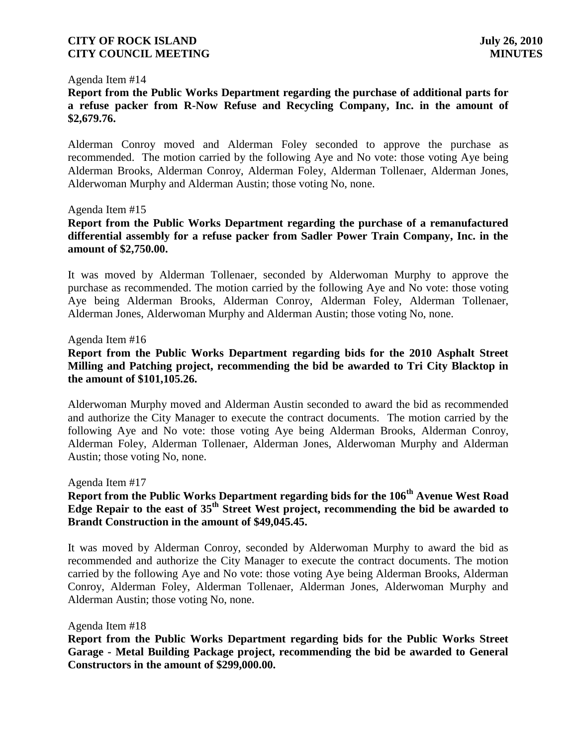Agenda Item #14

**Report from the Public Works Department regarding the purchase of additional parts for a refuse packer from R-Now Refuse and Recycling Company, Inc. in the amount of $2,679.76.**

Alderman Conroy moved and Alderman Foley seconded to approve the purchase as recommended. The motion carried by the following Aye and No vote: those voting Aye being Alderman Brooks, Alderman Conroy, Alderman Foley, Alderman Tollenaer, Alderman Jones, Alderwoman Murphy and Alderman Austin; those voting No, none.

Agenda Item #15

**Report from the Public Works Department regarding the purchase of a remanufactured differential assembly for a refuse packer from Sadler Power Train Company, Inc. in the amount of $2,750.00.**

It was moved by Alderman Tollenaer, seconded by Alderwoman Murphy to approve the purchase as recommended. The motion carried by the following Aye and No vote: those voting Aye being Alderman Brooks, Alderman Conroy, Alderman Foley, Alderman Tollenaer, Alderman Jones, Alderwoman Murphy and Alderman Austin; those voting No, none.

Agenda Item #16

**Report from the Public Works Department regarding bids for the 2010 Asphalt Street Milling and Patching project, recommending the bid be awarded to Tri City Blacktop in the amount of $101,105.26.**

Alderwoman Murphy moved and Alderman Austin seconded to award the bid as recommended and authorize the City Manager to execute the contract documents. The motion carried by the following Aye and No vote: those voting Aye being Alderman Brooks, Alderman Conroy, Alderman Foley, Alderman Tollenaer, Alderman Jones, Alderwoman Murphy and Alderman Austin; those voting No, none.

Agenda Item #17

**Report from the Public Works Department regarding bids for the 106th Avenue West Road Edge Repair to the east of 35th Street West project, recommending the bid be awarded to Brandt Construction in the amount of $49,045.45.**

It was moved by Alderman Conroy, seconded by Alderwoman Murphy to award the bid as recommended and authorize the City Manager to execute the contract documents. The motion carried by the following Aye and No vote: those voting Aye being Alderman Brooks, Alderman Conroy, Alderman Foley, Alderman Tollenaer, Alderman Jones, Alderwoman Murphy and Alderman Austin; those voting No, none.

Agenda Item #18

**Report from the Public Works Department regarding bids for the Public Works Street Garage - Metal Building Package project, recommending the bid be awarded to General Constructors in the amount of $299,000.00.**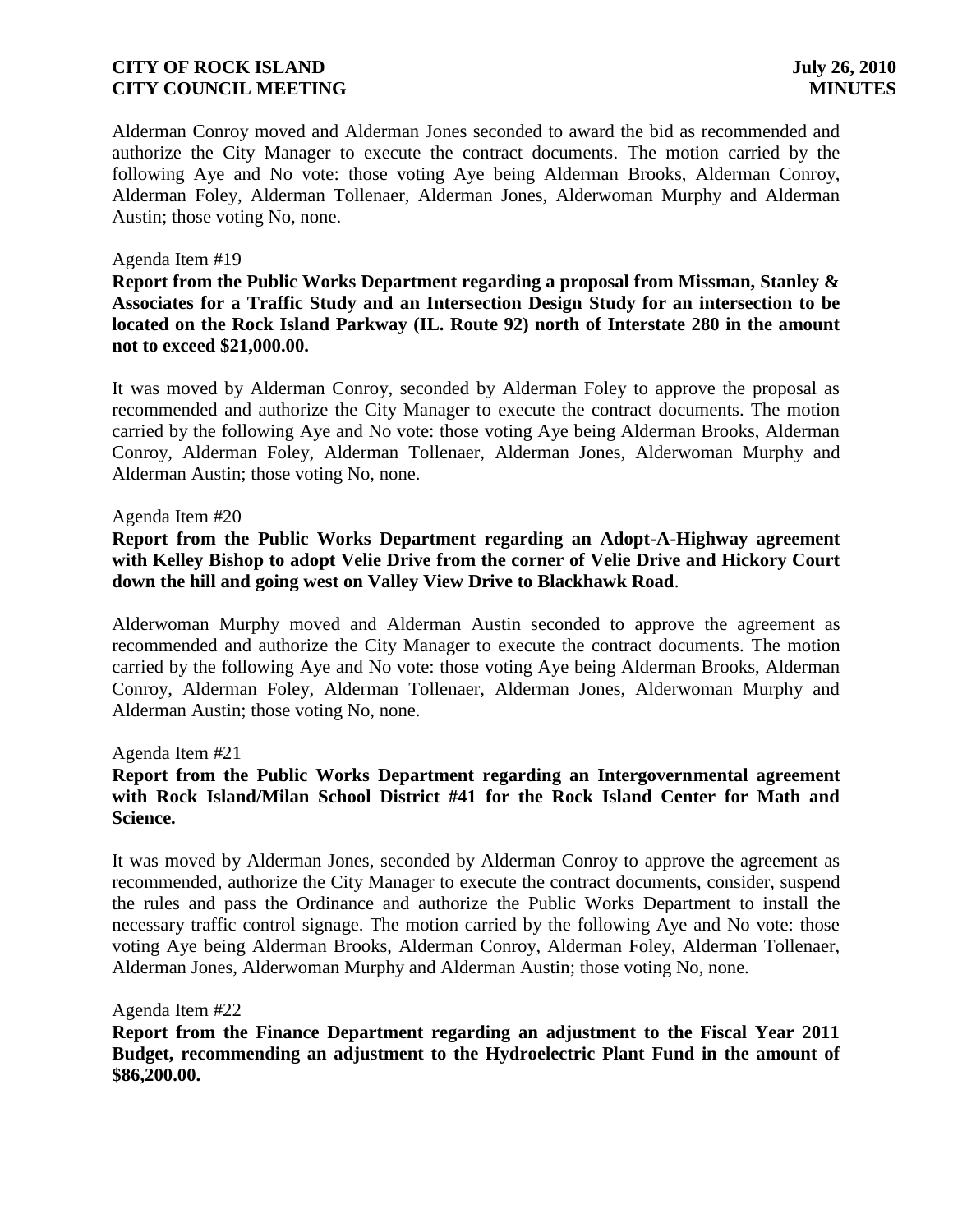Alderman Conroy moved and Alderman Jones seconded to award the bid as recommended and authorize the City Manager to execute the contract documents. The motion carried by the following Aye and No vote: those voting Aye being Alderman Brooks, Alderman Conroy, Alderman Foley, Alderman Tollenaer, Alderman Jones, Alderwoman Murphy and Alderman Austin; those voting No, none.

Agenda Item #19

**Report from the Public Works Department regarding a proposal from Missman, Stanley & Associates for a Traffic Study and an Intersection Design Study for an intersection to be located on the Rock Island Parkway (IL. Route 92) north of Interstate 280 in the amount not to exceed $21,000.00.**

It was moved by Alderman Conroy, seconded by Alderman Foley to approve the proposal as recommended and authorize the City Manager to execute the contract documents. The motion carried by the following Aye and No vote: those voting Aye being Alderman Brooks, Alderman Conroy, Alderman Foley, Alderman Tollenaer, Alderman Jones, Alderwoman Murphy and Alderman Austin; those voting No, none.

Agenda Item #20

**Report from the Public Works Department regarding an Adopt-A-Highway agreement with Kelley Bishop to adopt Velie Drive from the corner of Velie Drive and Hickory Court down the hill and going west on Valley View Drive to Blackhawk Road**.

Alderwoman Murphy moved and Alderman Austin seconded to approve the agreement as recommended and authorize the City Manager to execute the contract documents. The motion carried by the following Aye and No vote: those voting Aye being Alderman Brooks, Alderman Conroy, Alderman Foley, Alderman Tollenaer, Alderman Jones, Alderwoman Murphy and Alderman Austin; those voting No, none.

Agenda Item #21

**Report from the Public Works Department regarding an Intergovernmental agreement with Rock Island/Milan School District #41 for the Rock Island Center for Math and Science.**

It was moved by Alderman Jones, seconded by Alderman Conroy to approve the agreement as recommended, authorize the City Manager to execute the contract documents, consider, suspend the rules and pass the Ordinance and authorize the Public Works Department to install the necessary traffic control signage. The motion carried by the following Aye and No vote: those voting Aye being Alderman Brooks, Alderman Conroy, Alderman Foley, Alderman Tollenaer, Alderman Jones, Alderwoman Murphy and Alderman Austin; those voting No, none.

Agenda Item #22

**Report from the Finance Department regarding an adjustment to the Fiscal Year 2011 Budget, recommending an adjustment to the Hydroelectric Plant Fund in the amount of $86,200.00.**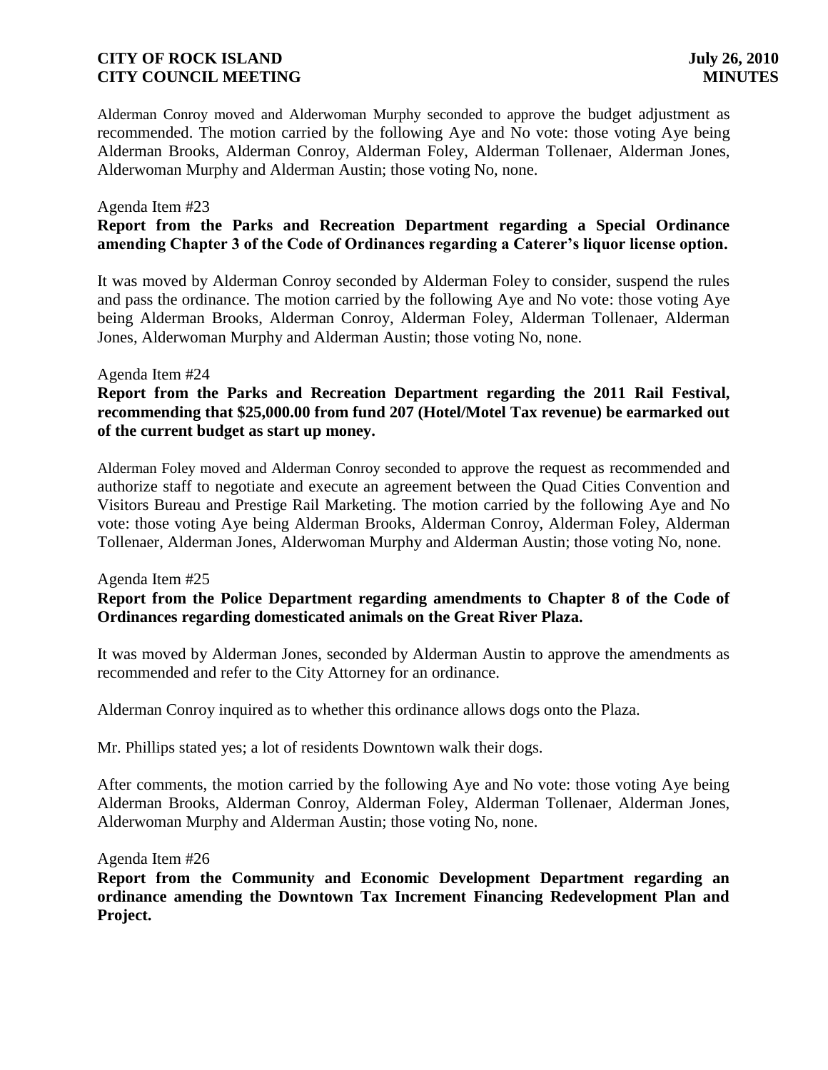Alderman Conroy moved and Alderwoman Murphy seconded to approve the budget adjustment as recommended. The motion carried by the following Aye and No vote: those voting Aye being Alderman Brooks, Alderman Conroy, Alderman Foley, Alderman Tollenaer, Alderman Jones, Alderwoman Murphy and Alderman Austin; those voting No, none.

Agenda Item #23

**Report from the Parks and Recreation Department regarding a Special Ordinance amending Chapter 3 of the Code of Ordinances regarding a Caterer's liquor license option.**

It was moved by Alderman Conroy seconded by Alderman Foley to consider, suspend the rules and pass the ordinance. The motion carried by the following Aye and No vote: those voting Aye being Alderman Brooks, Alderman Conroy, Alderman Foley, Alderman Tollenaer, Alderman Jones, Alderwoman Murphy and Alderman Austin; those voting No, none.

Agenda Item #24

**Report from the Parks and Recreation Department regarding the 2011 Rail Festival, recommending that $25,000.00 from fund 207 (Hotel/Motel Tax revenue) be earmarked out of the current budget as start up money.**

Alderman Foley moved and Alderman Conroy seconded to approve the request as recommended and authorize staff to negotiate and execute an agreement between the Quad Cities Convention and Visitors Bureau and Prestige Rail Marketing. The motion carried by the following Aye and No vote: those voting Aye being Alderman Brooks, Alderman Conroy, Alderman Foley, Alderman Tollenaer, Alderman Jones, Alderwoman Murphy and Alderman Austin; those voting No, none.

Agenda Item #25

**Report from the Police Department regarding amendments to Chapter 8 of the Code of Ordinances regarding domesticated animals on the Great River Plaza.**

It was moved by Alderman Jones, seconded by Alderman Austin to approve the amendments as recommended and refer to the City Attorney for an ordinance.

Alderman Conroy inquired as to whether this ordinance allows dogs onto the Plaza.

Mr. Phillips stated yes; a lot of residents Downtown walk their dogs.

After comments, the motion carried by the following Aye and No vote: those voting Aye being Alderman Brooks, Alderman Conroy, Alderman Foley, Alderman Tollenaer, Alderman Jones, Alderwoman Murphy and Alderman Austin; those voting No, none.

Agenda Item #26

**Report from the Community and Economic Development Department regarding an ordinance amending the Downtown Tax Increment Financing Redevelopment Plan and Project.**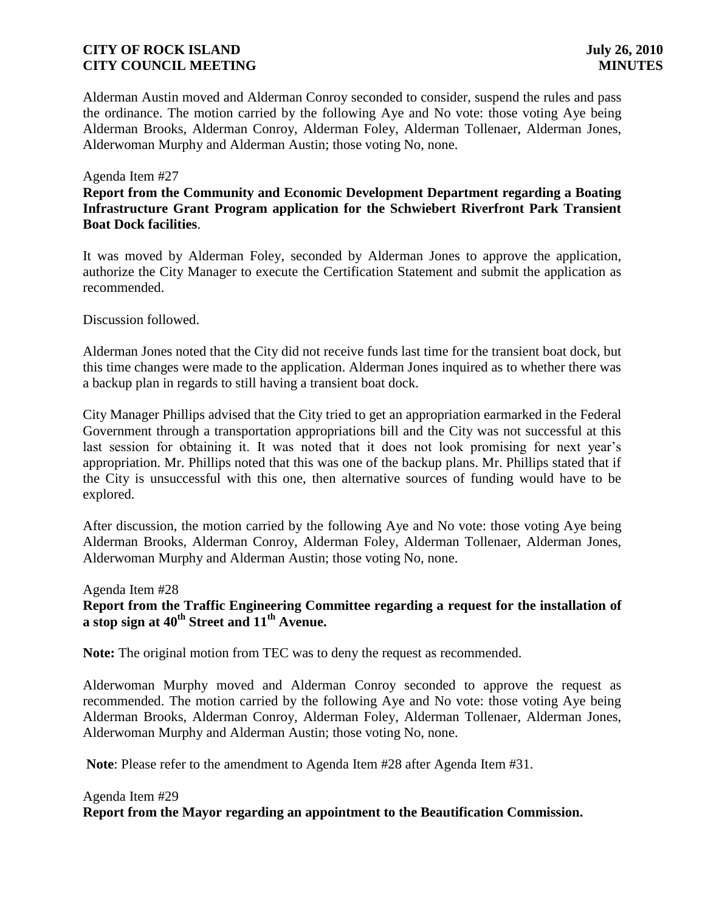Alderman Austin moved and Alderman Conroy seconded to consider, suspend the rules and pass the ordinance. The motion carried by the following Aye and No vote: those voting Aye being Alderman Brooks, Alderman Conroy, Alderman Foley, Alderman Tollenaer, Alderman Jones, Alderwoman Murphy and Alderman Austin; those voting No, none.

Agenda Item #27

**Report from the Community and Economic Development Department regarding a Boating Infrastructure Grant Program application for the Schwiebert Riverfront Park Transient Boat Dock facilities**.

It was moved by Alderman Foley, seconded by Alderman Jones to approve the application, authorize the City Manager to execute the Certification Statement and submit the application as recommended.

Discussion followed.

Alderman Jones noted that the City did not receive funds last time for the transient boat dock, but this time changes were made to the application. Alderman Jones inquired as to whether there was a backup plan in regards to still having a transient boat dock.

City Manager Phillips advised that the City tried to get an appropriation earmarked in the Federal Government through a transportation appropriations bill and the City was not successful at this last session for obtaining it. It was noted that it does not look promising for next year's appropriation. Mr. Phillips noted that this was one of the backup plans. Mr. Phillips stated that if the City is unsuccessful with this one, then alternative sources of funding would have to be explored.

After discussion, the motion carried by the following Aye and No vote: those voting Aye being Alderman Brooks, Alderman Conroy, Alderman Foley, Alderman Tollenaer, Alderman Jones, Alderwoman Murphy and Alderman Austin; those voting No, none.

Agenda Item #28

**Report from the Traffic Engineering Committee regarding a request for the installation of a stop sign at 40th Street and 11th Avenue.**

**Note:** The original motion from TEC was to deny the request as recommended.

Alderwoman Murphy moved and Alderman Conroy seconded to approve the request as recommended. The motion carried by the following Aye and No vote: those voting Aye being Alderman Brooks, Alderman Conroy, Alderman Foley, Alderman Tollenaer, Alderman Jones, Alderwoman Murphy and Alderman Austin; those voting No, none.

**Note**: Please refer to the amendment to Agenda Item #28 after Agenda Item #31.

Agenda Item #29

**Report from the Mayor regarding an appointment to the Beautification Commission.**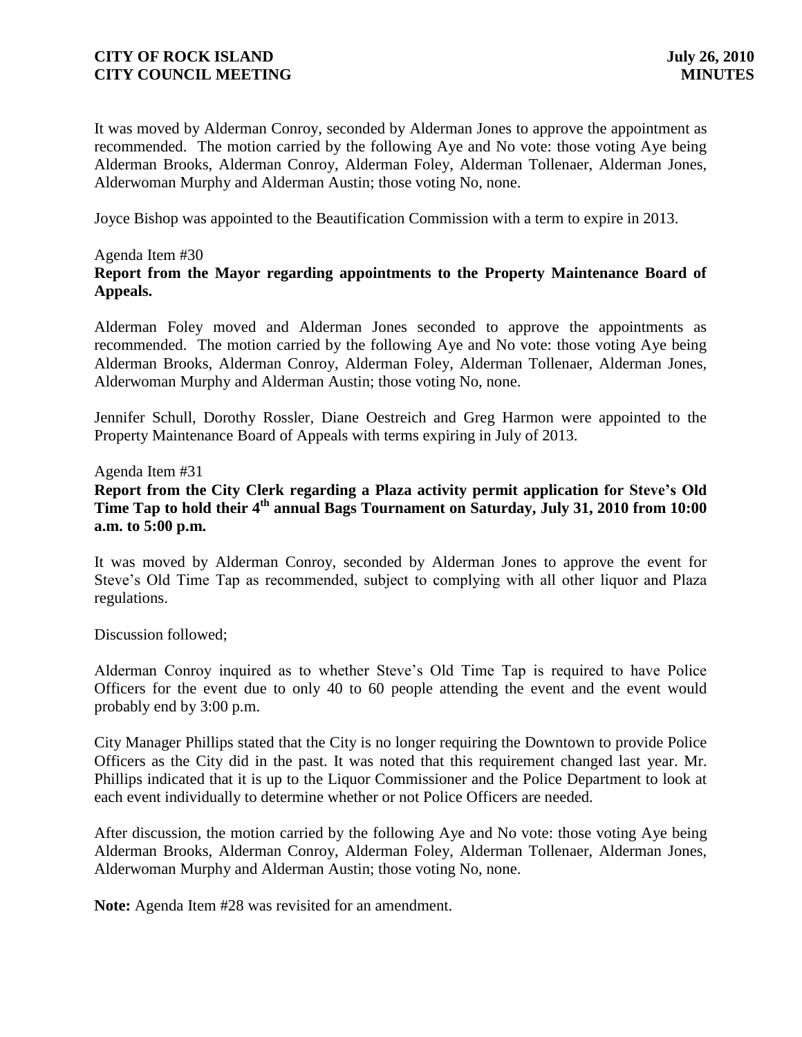It was moved by Alderman Conroy, seconded by Alderman Jones to approve the appointment as recommended. The motion carried by the following Aye and No vote: those voting Aye being Alderman Brooks, Alderman Conroy, Alderman Foley, Alderman Tollenaer, Alderman Jones, Alderwoman Murphy and Alderman Austin; those voting No, none.

Joyce Bishop was appointed to the Beautification Commission with a term to expire in 2013.

Agenda Item #30

**Report from the Mayor regarding appointments to the Property Maintenance Board of Appeals.**

Alderman Foley moved and Alderman Jones seconded to approve the appointments as recommended. The motion carried by the following Aye and No vote: those voting Aye being Alderman Brooks, Alderman Conroy, Alderman Foley, Alderman Tollenaer, Alderman Jones, Alderwoman Murphy and Alderman Austin; those voting No, none.

Jennifer Schull, Dorothy Rossler, Diane Oestreich and Greg Harmon were appointed to the Property Maintenance Board of Appeals with terms expiring in July of 2013.

Agenda Item #31

**Report from the City Clerk regarding a Plaza activity permit application for Steve's Old Time Tap to hold their 4th annual Bags Tournament on Saturday, July 31, 2010 from 10:00 a.m. to 5:00 p.m.**

It was moved by Alderman Conroy, seconded by Alderman Jones to approve the event for Steve's Old Time Tap as recommended, subject to complying with all other liquor and Plaza regulations.

Discussion followed;

Alderman Conroy inquired as to whether Steve's Old Time Tap is required to have Police Officers for the event due to only 40 to 60 people attending the event and the event would probably end by 3:00 p.m.

City Manager Phillips stated that the City is no longer requiring the Downtown to provide Police Officers as the City did in the past. It was noted that this requirement changed last year. Mr. Phillips indicated that it is up to the Liquor Commissioner and the Police Department to look at each event individually to determine whether or not Police Officers are needed.

After discussion, the motion carried by the following Aye and No vote: those voting Aye being Alderman Brooks, Alderman Conroy, Alderman Foley, Alderman Tollenaer, Alderman Jones, Alderwoman Murphy and Alderman Austin; those voting No, none.

**Note:** Agenda Item #28 was revisited for an amendment.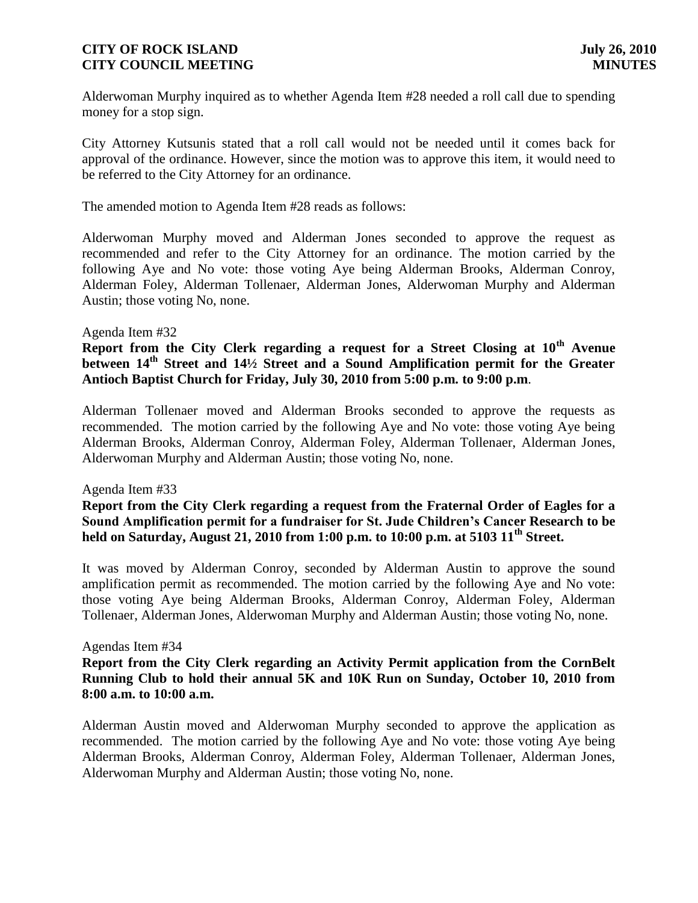Alderwoman Murphy inquired as to whether Agenda Item #28 needed a roll call due to spending money for a stop sign.

City Attorney Kutsunis stated that a roll call would not be needed until it comes back for approval of the ordinance. However, since the motion was to approve this item, it would need to be referred to the City Attorney for an ordinance.

The amended motion to Agenda Item #28 reads as follows:

Alderwoman Murphy moved and Alderman Jones seconded to approve the request as recommended and refer to the City Attorney for an ordinance. The motion carried by the following Aye and No vote: those voting Aye being Alderman Brooks, Alderman Conroy, Alderman Foley, Alderman Tollenaer, Alderman Jones, Alderwoman Murphy and Alderman Austin; those voting No, none.

Agenda Item #32

**Report from the City Clerk regarding a request for a Street Closing at 10th Avenue between 14th Street and 14½ Street and a Sound Amplification permit for the Greater Antioch Baptist Church for Friday, July 30, 2010 from 5:00 p.m. to 9:00 p.m**.

Alderman Tollenaer moved and Alderman Brooks seconded to approve the requests as recommended. The motion carried by the following Aye and No vote: those voting Aye being Alderman Brooks, Alderman Conroy, Alderman Foley, Alderman Tollenaer, Alderman Jones, Alderwoman Murphy and Alderman Austin; those voting No, none.

Agenda Item #33

**Report from the City Clerk regarding a request from the Fraternal Order of Eagles for a Sound Amplification permit for a fundraiser for St. Jude Children's Cancer Research to be held on Saturday, August 21, 2010 from 1:00 p.m. to 10:00 p.m. at 5103 11th Street.**

It was moved by Alderman Conroy, seconded by Alderman Austin to approve the sound amplification permit as recommended. The motion carried by the following Aye and No vote: those voting Aye being Alderman Brooks, Alderman Conroy, Alderman Foley, Alderman Tollenaer, Alderman Jones, Alderwoman Murphy and Alderman Austin; those voting No, none.

Agendas Item #34

**Report from the City Clerk regarding an Activity Permit application from the CornBelt Running Club to hold their annual 5K and 10K Run on Sunday, October 10, 2010 from 8:00 a.m. to 10:00 a.m.**

Alderman Austin moved and Alderwoman Murphy seconded to approve the application as recommended. The motion carried by the following Aye and No vote: those voting Aye being Alderman Brooks, Alderman Conroy, Alderman Foley, Alderman Tollenaer, Alderman Jones, Alderwoman Murphy and Alderman Austin; those voting No, none.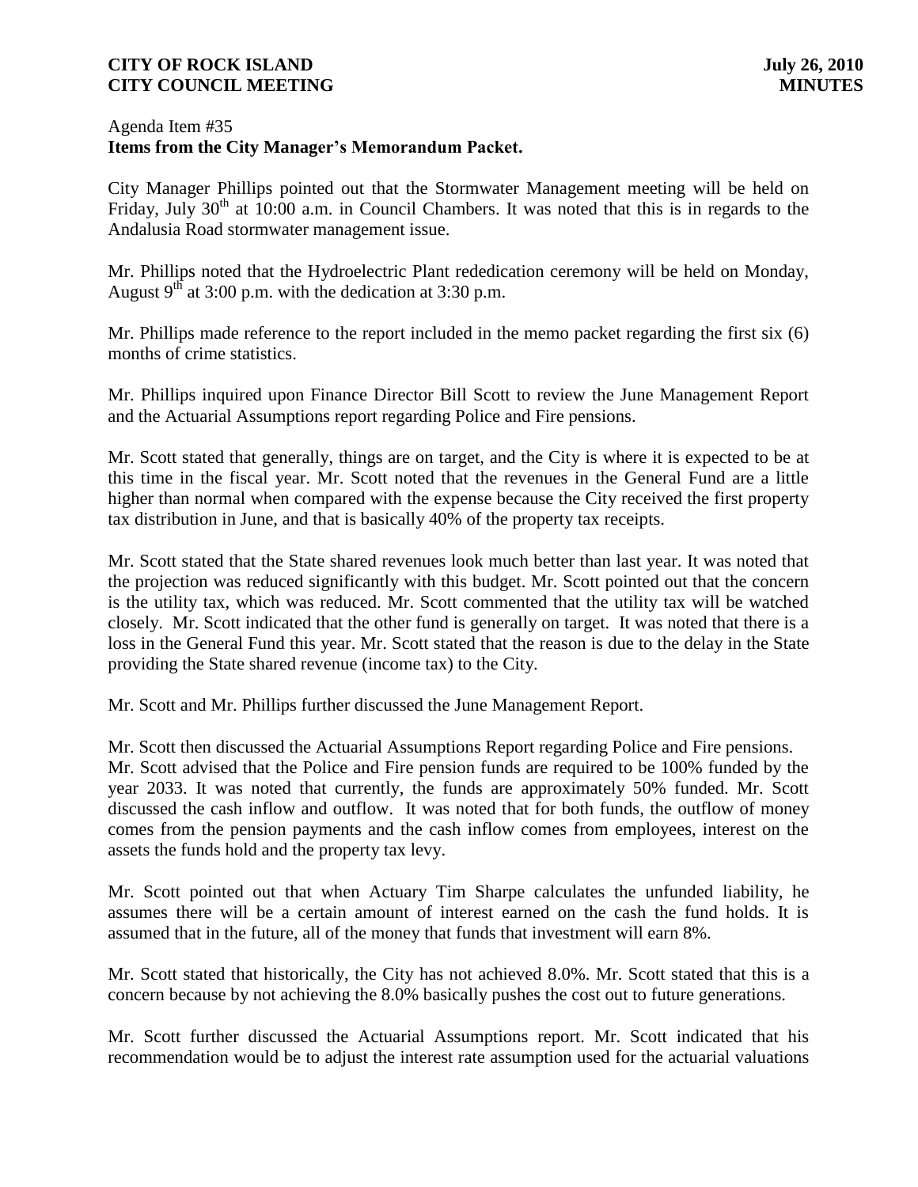Agenda Item #35
**Items from the City Manager's Memorandum Packet.**

City Manager Phillips pointed out that the Stormwater Management meeting will be held on Friday, July 30th at 10:00 a.m. in Council Chambers. It was noted that this is in regards to the Andalusia Road stormwater management issue.

Mr. Phillips noted that the Hydroelectric Plant rededication ceremony will be held on Monday, August 9th at 3:00 p.m. with the dedication at 3:30 p.m.

Mr. Phillips made reference to the report included in the memo packet regarding the first six (6) months of crime statistics.

Mr. Phillips inquired upon Finance Director Bill Scott to review the June Management Report and the Actuarial Assumptions report regarding Police and Fire pensions.

Mr. Scott stated that generally, things are on target, and the City is where it is expected to be at this time in the fiscal year. Mr. Scott noted that the revenues in the General Fund are a little higher than normal when compared with the expense because the City received the first property tax distribution in June, and that is basically 40% of the property tax receipts.

Mr. Scott stated that the State shared revenues look much better than last year. It was noted that the projection was reduced significantly with this budget. Mr. Scott pointed out that the concern is the utility tax, which was reduced. Mr. Scott commented that the utility tax will be watched closely. Mr. Scott indicated that the other fund is generally on target. It was noted that there is a loss in the General Fund this year. Mr. Scott stated that the reason is due to the delay in the State providing the State shared revenue (income tax) to the City.

Mr. Scott and Mr. Phillips further discussed the June Management Report.

Mr. Scott then discussed the Actuarial Assumptions Report regarding Police and Fire pensions. Mr. Scott advised that the Police and Fire pension funds are required to be 100% funded by the year 2033. It was noted that currently, the funds are approximately 50% funded. Mr. Scott discussed the cash inflow and outflow. It was noted that for both funds, the outflow of money comes from the pension payments and the cash inflow comes from employees, interest on the assets the funds hold and the property tax levy.

Mr. Scott pointed out that when Actuary Tim Sharpe calculates the unfunded liability, he assumes there will be a certain amount of interest earned on the cash the fund holds. It is assumed that in the future, all of the money that funds that investment will earn 8%.

Mr. Scott stated that historically, the City has not achieved 8.0%. Mr. Scott stated that this is a concern because by not achieving the 8.0% basically pushes the cost out to future generations.

Mr. Scott further discussed the Actuarial Assumptions report. Mr. Scott indicated that his recommendation would be to adjust the interest rate assumption used for the actuarial valuations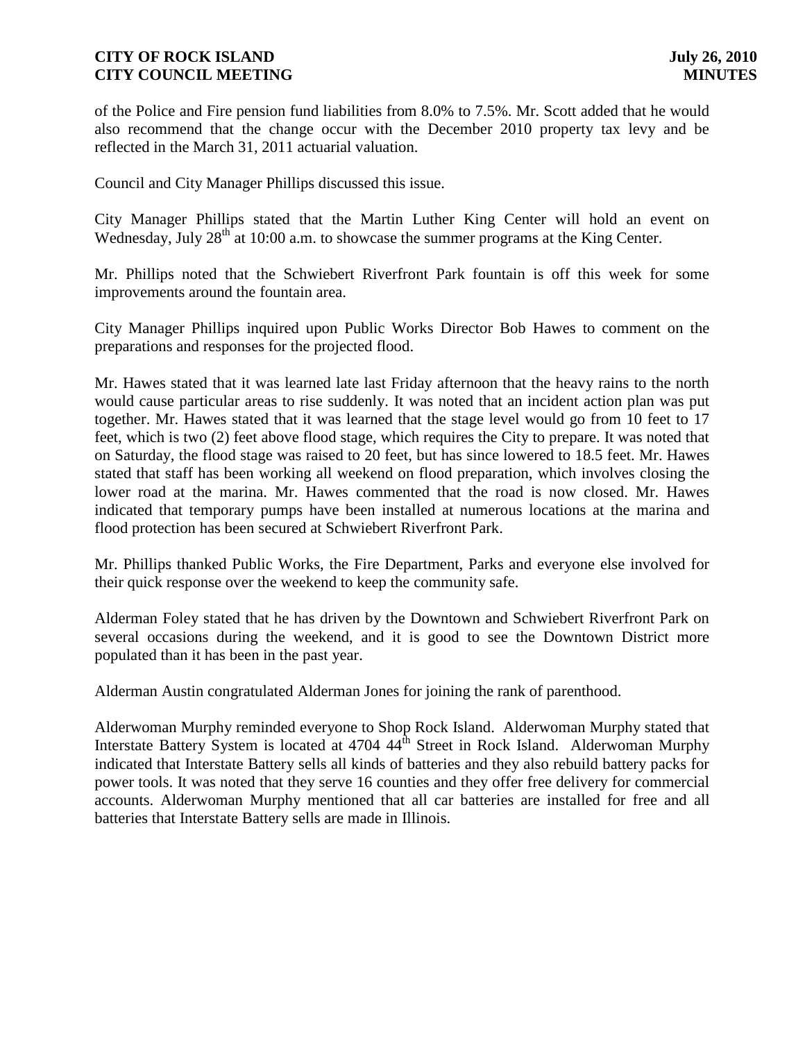of the Police and Fire pension fund liabilities from 8.0% to 7.5%. Mr. Scott added that he would also recommend that the change occur with the December 2010 property tax levy and be reflected in the March 31, 2011 actuarial valuation.

Council and City Manager Phillips discussed this issue.

City Manager Phillips stated that the Martin Luther King Center will hold an event on Wednesday, July 28th at 10:00 a.m. to showcase the summer programs at the King Center.

Mr. Phillips noted that the Schwiebert Riverfront Park fountain is off this week for some improvements around the fountain area.

City Manager Phillips inquired upon Public Works Director Bob Hawes to comment on the preparations and responses for the projected flood.

Mr. Hawes stated that it was learned late last Friday afternoon that the heavy rains to the north would cause particular areas to rise suddenly. It was noted that an incident action plan was put together. Mr. Hawes stated that it was learned that the stage level would go from 10 feet to 17 feet, which is two (2) feet above flood stage, which requires the City to prepare. It was noted that on Saturday, the flood stage was raised to 20 feet, but has since lowered to 18.5 feet. Mr. Hawes stated that staff has been working all weekend on flood preparation, which involves closing the lower road at the marina. Mr. Hawes commented that the road is now closed. Mr. Hawes indicated that temporary pumps have been installed at numerous locations at the marina and flood protection has been secured at Schwiebert Riverfront Park.

Mr. Phillips thanked Public Works, the Fire Department, Parks and everyone else involved for their quick response over the weekend to keep the community safe.

Alderman Foley stated that he has driven by the Downtown and Schwiebert Riverfront Park on several occasions during the weekend, and it is good to see the Downtown District more populated than it has been in the past year.

Alderman Austin congratulated Alderman Jones for joining the rank of parenthood.

Alderwoman Murphy reminded everyone to Shop Rock Island. Alderwoman Murphy stated that Interstate Battery System is located at 4704 44th Street in Rock Island. Alderwoman Murphy indicated that Interstate Battery sells all kinds of batteries and they also rebuild battery packs for power tools. It was noted that they serve 16 counties and they offer free delivery for commercial accounts. Alderwoman Murphy mentioned that all car batteries are installed for free and all batteries that Interstate Battery sells are made in Illinois.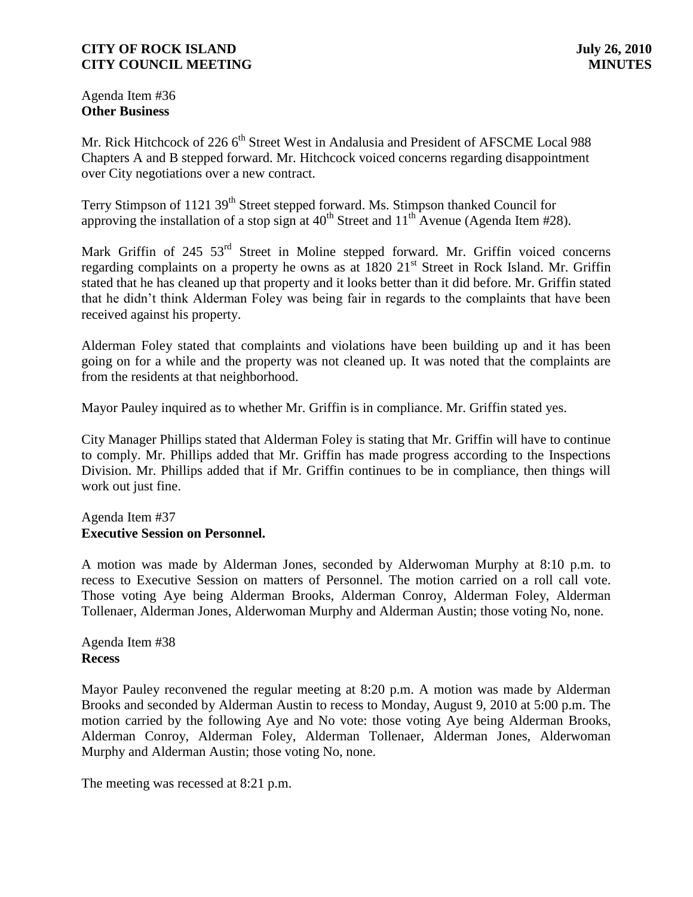Agenda Item #36
**Other Business**

Mr. Rick Hitchcock of 226 6th Street West in Andalusia and President of AFSCME Local 988 Chapters A and B stepped forward. Mr. Hitchcock voiced concerns regarding disappointment over City negotiations over a new contract.

Terry Stimpson of 1121 39th Street stepped forward. Ms. Stimpson thanked Council for approving the installation of a stop sign at 40th Street and 11th Avenue (Agenda Item #28).

Mark Griffin of 245 53rd Street in Moline stepped forward. Mr. Griffin voiced concerns regarding complaints on a property he owns as at 1820 21st Street in Rock Island. Mr. Griffin stated that he has cleaned up that property and it looks better than it did before. Mr. Griffin stated that he didn't think Alderman Foley was being fair in regards to the complaints that have been received against his property.

Alderman Foley stated that complaints and violations have been building up and it has been going on for a while and the property was not cleaned up. It was noted that the complaints are from the residents at that neighborhood.

Mayor Pauley inquired as to whether Mr. Griffin is in compliance. Mr. Griffin stated yes.

City Manager Phillips stated that Alderman Foley is stating that Mr. Griffin will have to continue to comply. Mr. Phillips added that Mr. Griffin has made progress according to the Inspections Division. Mr. Phillips added that if Mr. Griffin continues to be in compliance, then things will work out just fine.

Agenda Item #37
**Executive Session on Personnel.**

A motion was made by Alderman Jones, seconded by Alderwoman Murphy at 8:10 p.m. to recess to Executive Session on matters of Personnel. The motion carried on a roll call vote. Those voting Aye being Alderman Brooks, Alderman Conroy, Alderman Foley, Alderman Tollenaer, Alderman Jones, Alderwoman Murphy and Alderman Austin; those voting No, none.

Agenda Item #38
**Recess**

Mayor Pauley reconvened the regular meeting at 8:20 p.m. A motion was made by Alderman Brooks and seconded by Alderman Austin to recess to Monday, August 9, 2010 at 5:00 p.m. The motion carried by the following Aye and No vote: those voting Aye being Alderman Brooks, Alderman Conroy, Alderman Foley, Alderman Tollenaer, Alderman Jones, Alderwoman Murphy and Alderman Austin; those voting No, none.

The meeting was recessed at 8:21 p.m.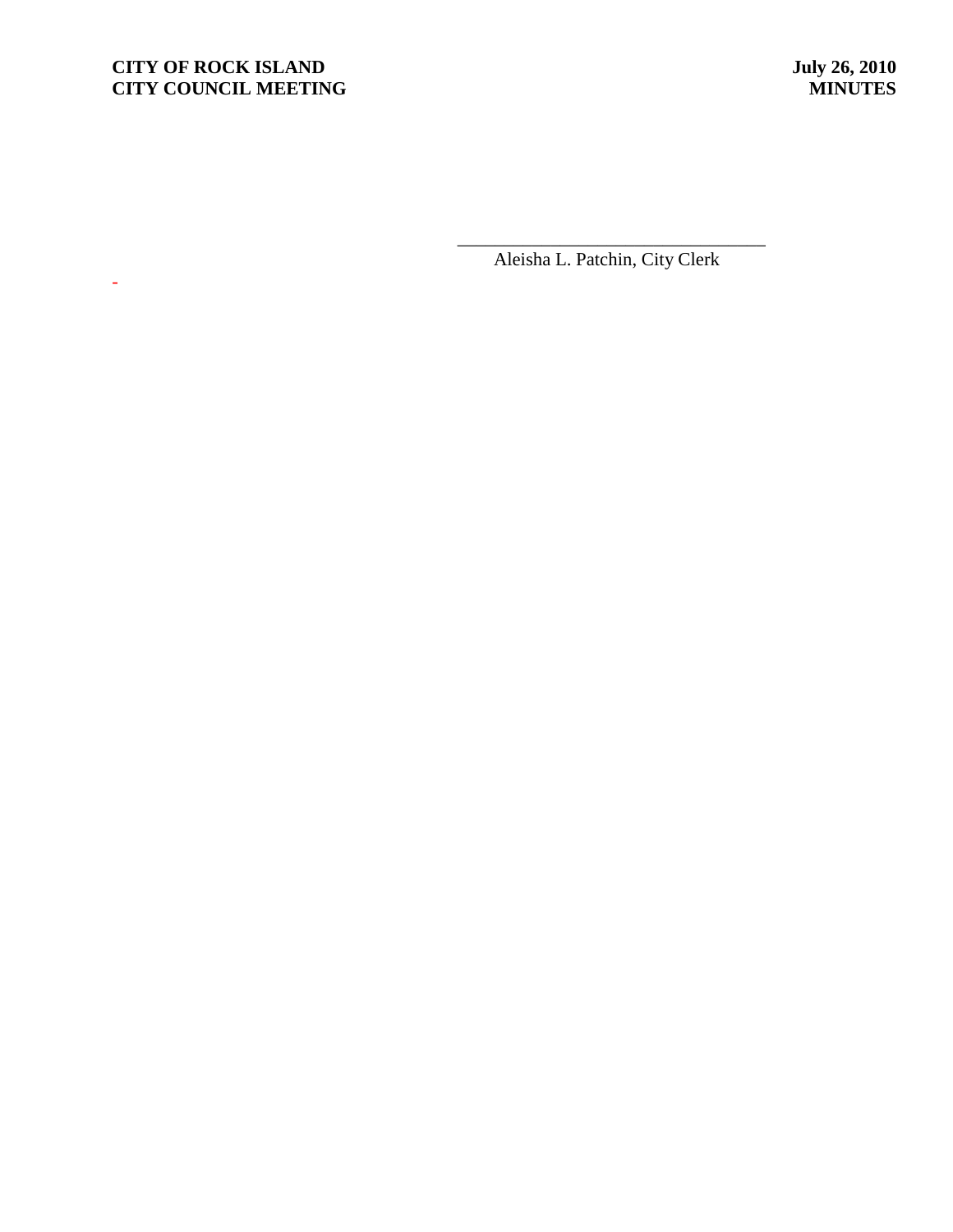\_\_\_\_\_\_\_\_\_\_\_\_\_\_\_\_\_\_\_\_\_\_\_\_\_\_\_\_\_\_\_\_\_\_

Aleisha L. Patchin, City Clerk